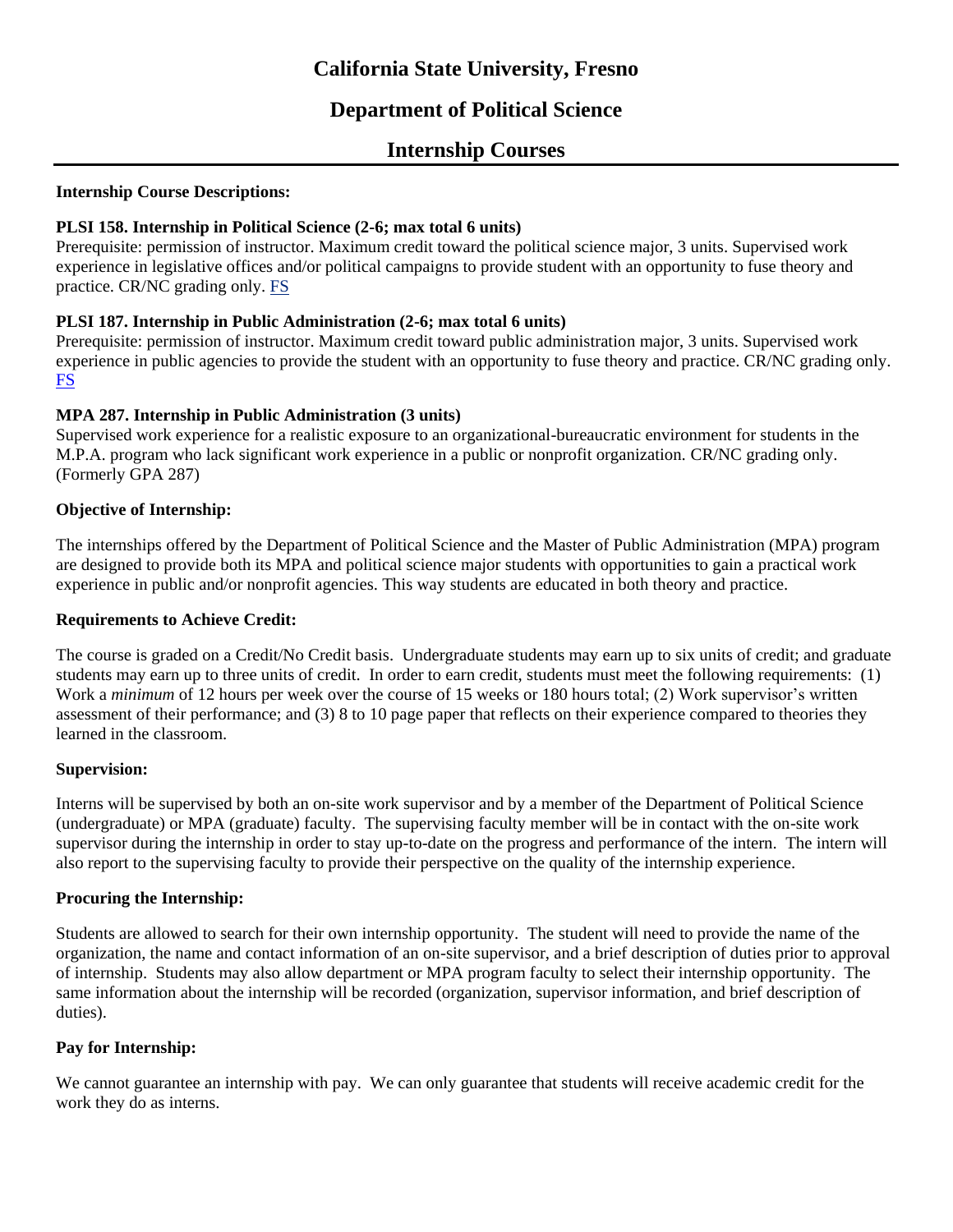# California State University, Fresno

## Department of Political Science

## Internship Courses

**Internship Course Descriptions:**

**PLSI 158. Internship in Political Science (2-6; max total 6 units)**
Prerequisite: permission of instructor. Maximum credit toward the political science major, 3 units. Supervised work experience in legislative offices and/or political campaigns to provide student with an opportunity to fuse theory and practice. CR/NC grading only. FS

**PLSI 187. Internship in Public Administration (2-6; max total 6 units)**
Prerequisite: permission of instructor. Maximum credit toward public administration major, 3 units. Supervised work experience in public agencies to provide the student with an opportunity to fuse theory and practice. CR/NC grading only. FS

**MPA 287. Internship in Public Administration (3 units)**
Supervised work experience for a realistic exposure to an organizational-bureaucratic environment for students in the M.P.A. program who lack significant work experience in a public or nonprofit organization. CR/NC grading only. (Formerly GPA 287)

**Objective of Internship:**

The internships offered by the Department of Political Science and the Master of Public Administration (MPA) program are designed to provide both its MPA and political science major students with opportunities to gain a practical work experience in public and/or nonprofit agencies. This way students are educated in both theory and practice.

**Requirements to Achieve Credit:**

The course is graded on a Credit/No Credit basis. Undergraduate students may earn up to six units of credit; and graduate students may earn up to three units of credit. In order to earn credit, students must meet the following requirements: (1) Work a *minimum* of 12 hours per week over the course of 15 weeks or 180 hours total; (2) Work supervisor's written assessment of their performance; and (3) 8 to 10 page paper that reflects on their experience compared to theories they learned in the classroom.

**Supervision:**

Interns will be supervised by both an on-site work supervisor and by a member of the Department of Political Science (undergraduate) or MPA (graduate) faculty. The supervising faculty member will be in contact with the on-site work supervisor during the internship in order to stay up-to-date on the progress and performance of the intern. The intern will also report to the supervising faculty to provide their perspective on the quality of the internship experience.

**Procuring the Internship:**

Students are allowed to search for their own internship opportunity. The student will need to provide the name of the organization, the name and contact information of an on-site supervisor, and a brief description of duties prior to approval of internship. Students may also allow department or MPA program faculty to select their internship opportunity. The same information about the internship will be recorded (organization, supervisor information, and brief description of duties).

**Pay for Internship:**

We cannot guarantee an internship with pay. We can only guarantee that students will receive academic credit for the work they do as interns.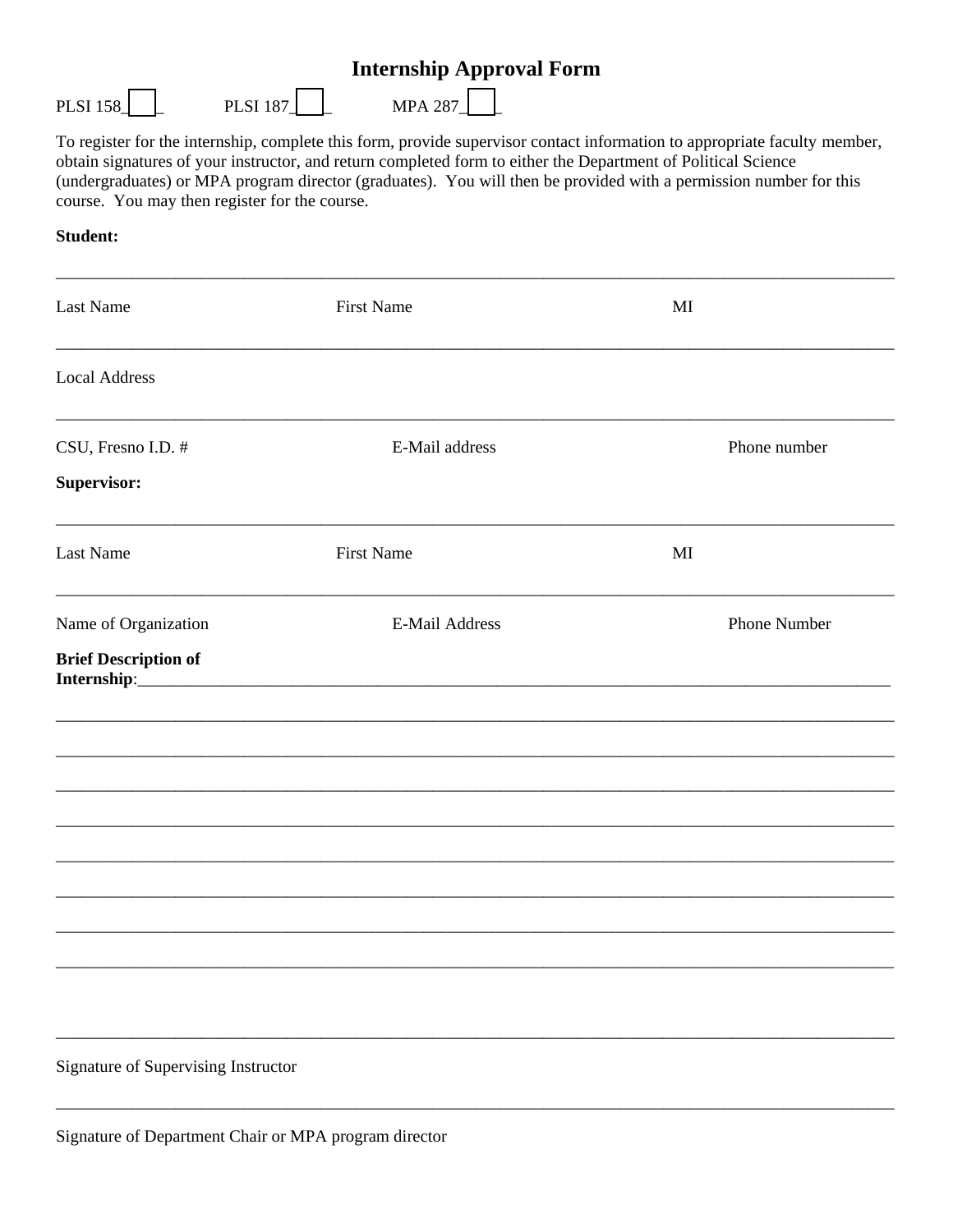# Internship Approval Form

PLSI 158 ☐  PLSI 187 ☐  MPA 287 ☐

To register for the internship, complete this form, provide supervisor contact information to appropriate faculty member, obtain signatures of your instructor, and return completed form to either the Department of Political Science (undergraduates) or MPA program director (graduates). You will then be provided with a permission number for this course. You may then register for the course.

**Student:**

\_\_\_\_\_\_\_\_\_\_\_\_\_\_\_\_\_\_\_\_\_\_\_\_\_\_\_\_\_\_\_\_\_\_\_\_\_\_\_\_\_\_\_\_\_\_\_\_\_\_\_\_\_\_\_\_\_\_\_\_\_\_\_\_\_\_\_\_\_\_\_\_\_\_\_\_

Last Name  First Name  MI

\_\_\_\_\_\_\_\_\_\_\_\_\_\_\_\_\_\_\_\_\_\_\_\_\_\_\_\_\_\_\_\_\_\_\_\_\_\_\_\_\_\_\_\_\_\_\_\_\_\_\_\_\_\_\_\_\_\_\_\_\_\_\_\_\_\_\_\_\_\_\_\_\_\_\_\_

Local Address

\_\_\_\_\_\_\_\_\_\_\_\_\_\_\_\_\_\_\_\_\_\_\_\_\_\_\_\_\_\_\_\_\_\_\_\_\_\_\_\_\_\_\_\_\_\_\_\_\_\_\_\_\_\_\_\_\_\_\_\_\_\_\_\_\_\_\_\_\_\_\_\_\_\_\_\_

CSU, Fresno I.D. #  E-Mail address  Phone number

**Supervisor:**

\_\_\_\_\_\_\_\_\_\_\_\_\_\_\_\_\_\_\_\_\_\_\_\_\_\_\_\_\_\_\_\_\_\_\_\_\_\_\_\_\_\_\_\_\_\_\_\_\_\_\_\_\_\_\_\_\_\_\_\_\_\_\_\_\_\_\_\_\_\_\_\_\_\_\_\_

Last Name  First Name  MI

\_\_\_\_\_\_\_\_\_\_\_\_\_\_\_\_\_\_\_\_\_\_\_\_\_\_\_\_\_\_\_\_\_\_\_\_\_\_\_\_\_\_\_\_\_\_\_\_\_\_\_\_\_\_\_\_\_\_\_\_\_\_\_\_\_\_\_\_\_\_\_\_\_\_\_\_

Name of Organization  E-Mail Address  Phone Number

**Brief Description of Internship**:\_\_\_\_\_\_\_\_\_\_\_\_\_\_\_\_\_\_\_\_\_\_\_\_\_\_\_\_\_\_\_\_\_\_\_\_\_\_\_\_\_\_\_\_\_\_\_\_\_\_\_\_\_\_\_\_\_\_

\_\_\_\_\_\_\_\_\_\_\_\_\_\_\_\_\_\_\_\_\_\_\_\_\_\_\_\_\_\_\_\_\_\_\_\_\_\_\_\_\_\_\_\_\_\_\_\_\_\_\_\_\_\_\_\_\_\_\_\_\_\_\_\_\_\_\_\_\_\_\_\_\_\_\_\_

\_\_\_\_\_\_\_\_\_\_\_\_\_\_\_\_\_\_\_\_\_\_\_\_\_\_\_\_\_\_\_\_\_\_\_\_\_\_\_\_\_\_\_\_\_\_\_\_\_\_\_\_\_\_\_\_\_\_\_\_\_\_\_\_\_\_\_\_\_\_\_\_\_\_\_\_

\_\_\_\_\_\_\_\_\_\_\_\_\_\_\_\_\_\_\_\_\_\_\_\_\_\_\_\_\_\_\_\_\_\_\_\_\_\_\_\_\_\_\_\_\_\_\_\_\_\_\_\_\_\_\_\_\_\_\_\_\_\_\_\_\_\_\_\_\_\_\_\_\_\_\_\_

\_\_\_\_\_\_\_\_\_\_\_\_\_\_\_\_\_\_\_\_\_\_\_\_\_\_\_\_\_\_\_\_\_\_\_\_\_\_\_\_\_\_\_\_\_\_\_\_\_\_\_\_\_\_\_\_\_\_\_\_\_\_\_\_\_\_\_\_\_\_\_\_\_\_\_\_

\_\_\_\_\_\_\_\_\_\_\_\_\_\_\_\_\_\_\_\_\_\_\_\_\_\_\_\_\_\_\_\_\_\_\_\_\_\_\_\_\_\_\_\_\_\_\_\_\_\_\_\_\_\_\_\_\_\_\_\_\_\_\_\_\_\_\_\_\_\_\_\_\_\_\_\_

\_\_\_\_\_\_\_\_\_\_\_\_\_\_\_\_\_\_\_\_\_\_\_\_\_\_\_\_\_\_\_\_\_\_\_\_\_\_\_\_\_\_\_\_\_\_\_\_\_\_\_\_\_\_\_\_\_\_\_\_\_\_\_\_\_\_\_\_\_\_\_\_\_\_\_\_

\_\_\_\_\_\_\_\_\_\_\_\_\_\_\_\_\_\_\_\_\_\_\_\_\_\_\_\_\_\_\_\_\_\_\_\_\_\_\_\_\_\_\_\_\_\_\_\_\_\_\_\_\_\_\_\_\_\_\_\_\_\_\_\_\_\_\_\_\_\_\_\_\_\_\_\_

\_\_\_\_\_\_\_\_\_\_\_\_\_\_\_\_\_\_\_\_\_\_\_\_\_\_\_\_\_\_\_\_\_\_\_\_\_\_\_\_\_\_\_\_\_\_\_\_\_\_\_\_\_\_\_\_\_\_\_\_\_\_\_\_\_\_\_\_\_\_\_\_\_\_\_\_

\_\_\_\_\_\_\_\_\_\_\_\_\_\_\_\_\_\_\_\_\_\_\_\_\_\_\_\_\_\_\_\_\_\_\_\_\_\_\_\_\_\_\_\_\_\_\_\_\_\_\_\_\_\_\_\_\_\_\_\_\_\_\_\_\_\_\_\_\_\_\_\_\_\_\_\_

Signature of Supervising Instructor

\_\_\_\_\_\_\_\_\_\_\_\_\_\_\_\_\_\_\_\_\_\_\_\_\_\_\_\_\_\_\_\_\_\_\_\_\_\_\_\_\_\_\_\_\_\_\_\_\_\_\_\_\_\_\_\_\_\_\_\_\_\_\_\_\_\_\_\_\_\_\_\_\_\_\_\_

Signature of Department Chair or MPA program director